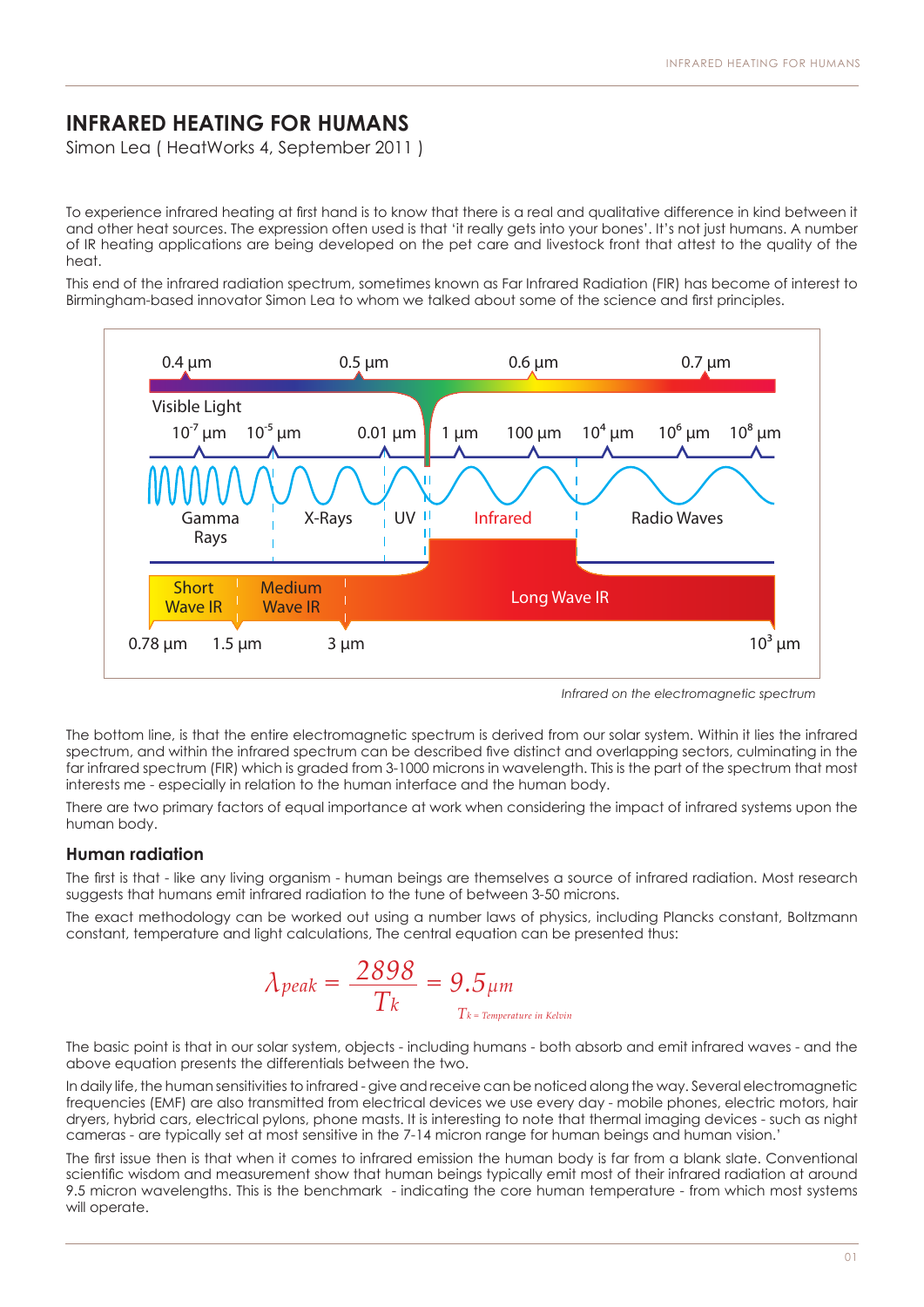# INFRARED HEATING FOR HUMANS

Simon Lea ( HeatWorks 4, September 2011 )

To experience infrared heating at first hand is to know that there is a real and qualitative difference in kind between it and other heat sources. The expression often used is that 'it really gets into your bones'. It's not just humans. A number of IR heating applications are being developed on the pet care and livestock front that attest to the quality of the heat.

This end of the infrared radiation spectrum, sometimes known as Far Infrared Radiation (FIR) has become of interest to Birmingham-based innovator Simon Lea to whom we talked about some of the science and first principles.

*Infrared on the electromagnetic spectrum*

The bottom line, is that the entire electromagnetic spectrum is derived from our solar system. Within it lies the infrared spectrum, and within the infrared spectrum can be described five distinct and overlapping sectors, culminating in the far infrared spectrum (FIR) which is graded from 3-1000 microns in wavelength. This is the part of the spectrum that most interests me - especially in relation to the human interface and the human body.

There are two primary factors of equal importance at work when considering the impact of infrared systems upon the human body.

### Human radiation

The first is that - like any living organism - human beings are themselves a source of infrared radiation. Most research suggests that humans emit infrared radiation to the tune of between 3-50 microns.

The exact methodology can be worked out using a number laws of physics, including Plancks constant, Boltzmann constant, temperature and light calculations, The central equation can be presented thus:

$$\lambda_{peak} = \frac{2898}{T_k} = 9.5\mu m$$

$T_k$ = Temperature in Kelvin

The basic point is that in our solar system, objects - including humans - both absorb and emit infrared waves - and the above equation presents the differentials between the two.

In daily life, the human sensitivities to infrared - give and receive can be noticed along the way. Several electromagnetic frequencies (EMF) are also transmitted from electrical devices we use every day - mobile phones, electric motors, hair dryers, hybrid cars, electrical pylons, phone masts. It is interesting to note that thermal imaging devices - such as night cameras - are typically set at most sensitive in the 7-14 micron range for human beings and human vision.'

The first issue then is that when it comes to infrared emission the human body is far from a blank slate. Conventional scientific wisdom and measurement show that human beings typically emit most of their infrared radiation at around 9.5 micron wavelengths. This is the benchmark - indicating the core human temperature - from which most systems will operate.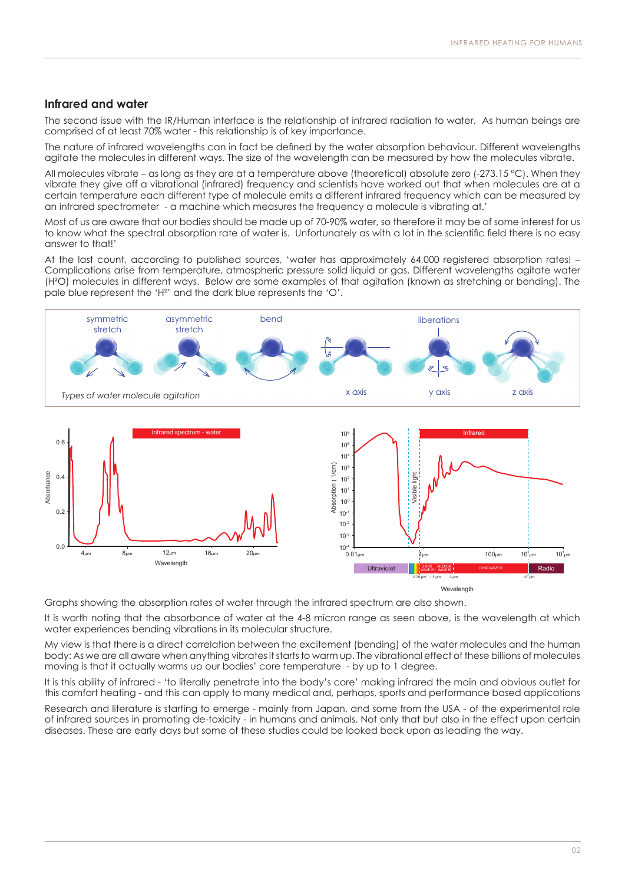## Infrared and water

The second issue with the IR/Human interface is the relationship of infrared radiation to water. As human beings are comprised of at least 70% water - this relationship is of key importance.

The nature of infrared wavelengths can in fact be defined by the water absorption behaviour. Different wavelengths agitate the molecules in different ways. The size of the wavelength can be measured by how the molecules vibrate.

All molecules vibrate – as long as they are at a temperature above (theoretical) absolute zero (-273.15 °C). When they vibrate they give off a vibrational (infrared) frequency and scientists have worked out that when molecules are at a certain temperature each different type of molecule emits a different infrared frequency which can be measured by an infrared spectrometer - a machine which measures the frequency a molecule is vibrating at.'

Most of us are aware that our bodies should be made up of 70-90% water, so therefore it may be of some interest for us to know what the spectral absorption rate of water is. Unfortunately as with a lot in the scientific field there is no easy answer to that!'

At the last count, according to published sources, 'water has approximately 64,000 registered absorption rates! – Complications arise from temperature, atmospheric pressure solid liquid or gas. Different wavelengths agitate water (H²O) molecules in different ways. Below are some examples of that agitation (known as stretching or bending). The pale blue represent the 'H²' and the dark blue represents the 'O'.

symmetric stretch
asymmetric stretch
bend
liberations
x axis
y axis
z axis

*Types of water molecule agitation*

Infrared spectrum - water
Absorbance
0.0
0.2
0.4
0.6
4μm
8μm
12μm
16μm
20μm
Wavelength

Absorption (1/cm)
$10^{-4}$
$10^{-3}$
$10^{-2}$
$10^{-1}$
$10^{0}$
$10^{1}$
$10^{2}$
$10^{3}$
$10^{4}$
$10^{5}$
$10^{6}$
Visible light
Infrared
0.01μm
1μm
100μm
$10^{1}$μm
$10^{1}$μm
Ultraviolet
SHORT WAVE IR
MEDIUM WAVE IR
LONG WAVE IR
Radio
0.78 μm
1.5 μm
3 μm
$10^{3}$ μm
Wavelength

Graphs showing the absorption rates of water through the infrared spectrum are also shown.

It is worth noting that the absorbance of water at the 4-8 micron range as seen above, is the wavelength at which water experiences bending vibrations in its molecular structure.

My view is that there is a direct correlation between the excitement (bending) of the water molecules and the human body: As we are all aware when anything vibrates it starts to warm up. The vibrational effect of these billions of molecules moving is that it actually warms up our bodies' core temperature - by up to 1 degree.

It is this ability of infrared - 'to literally penetrate into the body's core' making infrared the main and obvious outlet for this comfort heating - and this can apply to many medical and, perhaps, sports and performance based applications

Research and literature is starting to emerge - mainly from Japan, and some from the USA - of the experimental role of infrared sources in promoting de-toxicity - in humans and animals. Not only that but also in the effect upon certain diseases. These are early days but some of these studies could be looked back upon as leading the way.